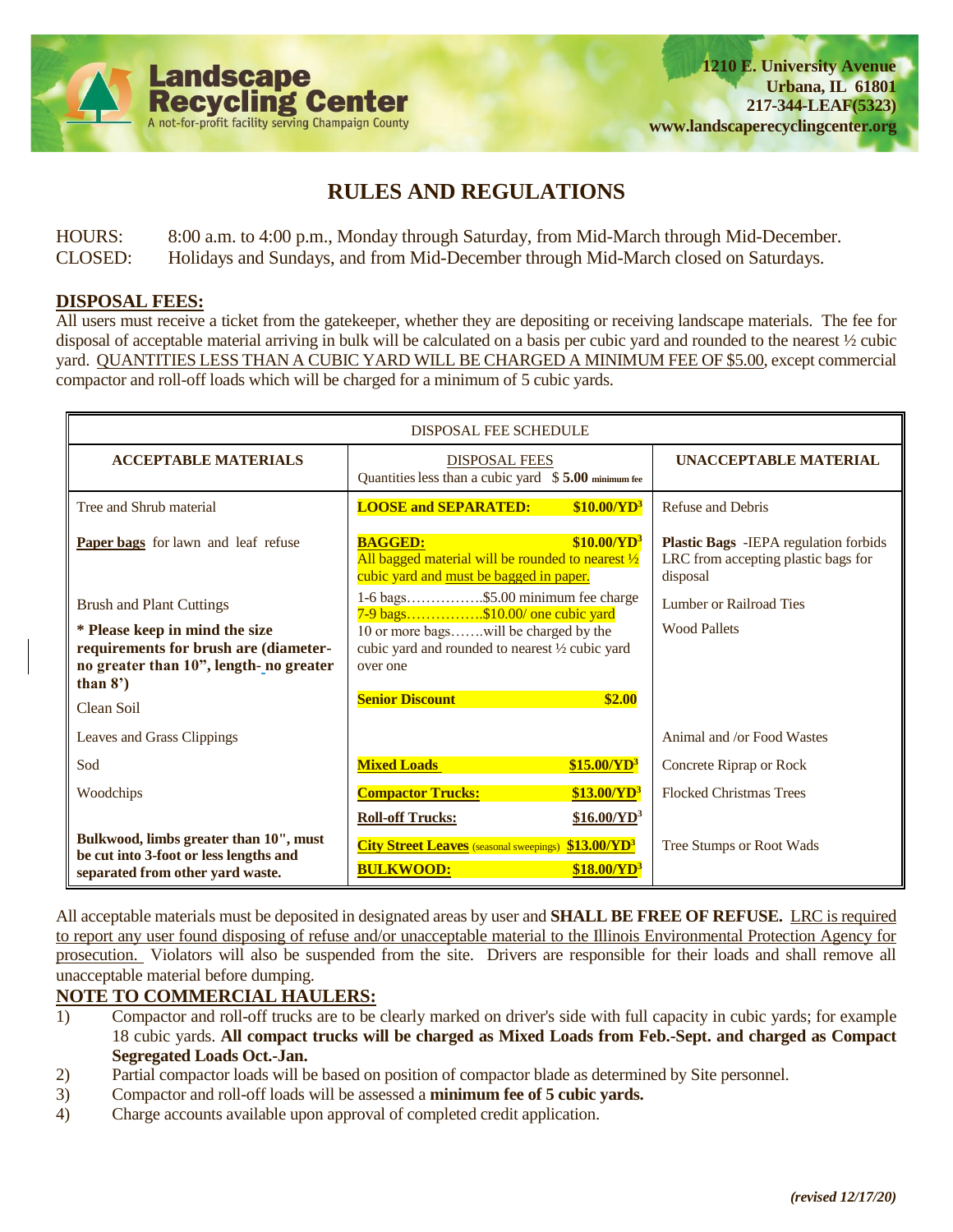**Landscape Recycling Center**
A not-for-profit facility serving Champaign County

**1210 E. University Avenue**
**Urbana, IL 61801**
**217-344-LEAF(5323)**
**www.landscaperecyclingcenter.org**

# RULES AND REGULATIONS

HOURS: 8:00 a.m. to 4:00 p.m., Monday through Saturday, from Mid-March through Mid-December.
CLOSED: Holidays and Sundays, and from Mid-December through Mid-March closed on Saturdays.

## DISPOSAL FEES:

All users must receive a ticket from the gatekeeper, whether they are depositing or receiving landscape materials. The fee for disposal of acceptable material arriving in bulk will be calculated on a basis per cubic yard and rounded to the nearest ½ cubic yard. QUANTITIES LESS THAN A CUBIC YARD WILL BE CHARGED A MINIMUM FEE OF $5.00, except commercial compactor and roll-off loads which will be charged for a minimum of 5 cubic yards.

DISPOSAL FEE SCHEDULE

| ACCEPTABLE MATERIALS | DISPOSAL FEES<br>Quantities less than a cubic yard $ **5.00** minimum fee | UNACCEPTABLE MATERIAL |
|---|---|---|
| Tree and Shrub material | **LOOSE and SEPARATED:** **$10.00/YD$^3$** | Refuse and Debris |
| **Paper bags** for lawn and leaf refuse | **BAGGED:** **$10.00/YD$^3$**<br>All bagged material will be rounded to nearest ½ cubic yard and must be bagged in paper. | **Plastic Bags** -IEPA regulation forbids LRC from accepting plastic bags for disposal |
| Brush and Plant Cuttings<br>**\* Please keep in mind the size requirements for brush are (diameter- no greater than 10", length- no greater than 8')** | 1-6 bags……………..$5.00 minimum fee charge<br>7-9 bags……………..$10.00/ one cubic yard<br>10 or more bags…….will be charged by the cubic yard and rounded to nearest ½ cubic yard over one | Lumber or Railroad Ties<br>Wood Pallets |
| Clean Soil | **Senior Discount** **$2.00** | |
| Leaves and Grass Clippings | | Animal and /or Food Wastes |
| Sod | **Mixed Loads** **$15.00/YD$^3$** | Concrete Riprap or Rock |
| Woodchips | **Compactor Trucks:** **$13.00/YD$^3$** | Flocked Christmas Trees |
| | **Roll-off Trucks:** **$16.00/YD$^3$** | |
| **Bulkwood, limbs greater than 10", must be cut into 3-foot or less lengths and separated from other yard waste.** | **City Street Leaves** (seasonal sweepings) **$13.00/YD$^3$**<br>**BULKWOOD:** **$18.00/YD$^3$** | Tree Stumps or Root Wads |

All acceptable materials must be deposited in designated areas by user and **SHALL BE FREE OF REFUSE.** LRC is required to report any user found disposing of refuse and/or unacceptable material to the Illinois Environmental Protection Agency for prosecution. Violators will also be suspended from the site. Drivers are responsible for their loads and shall remove all unacceptable material before dumping.

## NOTE TO COMMERCIAL HAULERS:

1) Compactor and roll-off trucks are to be clearly marked on driver's side with full capacity in cubic yards; for example 18 cubic yards. **All compact trucks will be charged as Mixed Loads from Feb.-Sept. and charged as Compact Segregated Loads Oct.-Jan.**
2) Partial compactor loads will be based on position of compactor blade as determined by Site personnel.
3) Compactor and roll-off loads will be assessed a **minimum fee of 5 cubic yards.**
4) Charge accounts available upon approval of completed credit application.

*(revised 12/17/20)*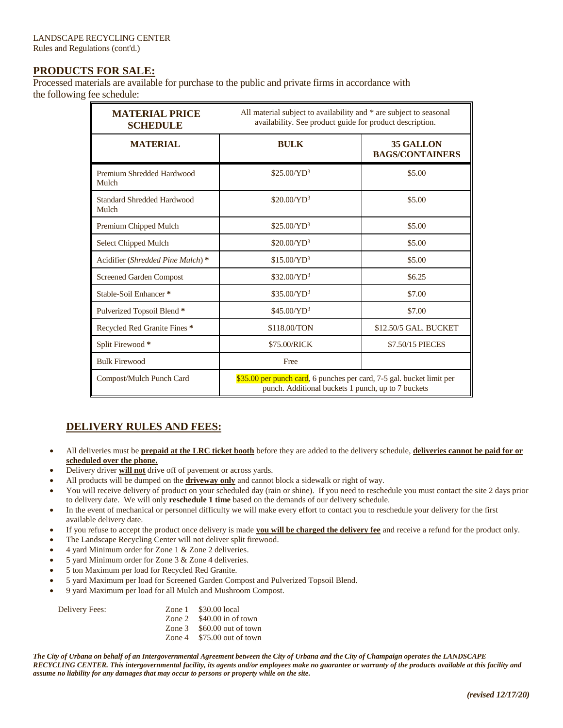LANDSCAPE RECYCLING CENTER
Rules and Regulations (cont'd.)

## PRODUCTS FOR SALE:

Processed materials are available for purchase to the public and private firms in accordance with the following fee schedule:

| MATERIAL PRICE SCHEDULE | All material subject to availability and * are subject to seasonal availability. See product guide for product description. | |
|---|---|---|
| **MATERIAL** | **BULK** | **35 GALLON BAGS/CONTAINERS** |
| Premium Shredded Hardwood Mulch | $25.00/YD$^3$ | $5.00 |
| Standard Shredded Hardwood Mulch | $20.00/YD$^3$ | $5.00 |
| Premium Chipped Mulch | $25.00/YD$^3$ | $5.00 |
| Select Chipped Mulch | $20.00/YD$^3$ | $5.00 |
| Acidifier (*Shredded Pine Mulch*) * | $15.00/YD$^3$ | $5.00 |
| Screened Garden Compost | $32.00/YD$^3$ | $6.25 |
| Stable-Soil Enhancer * | $35.00/YD$^3$ | $7.00 |
| Pulverized Topsoil Blend * | $45.00/YD$^3$ | $7.00 |
| Recycled Red Granite Fines * | $118.00/TON | $12.50/5 GAL. BUCKET |
| Split Firewood * | $75.00/RICK | $7.50/15 PIECES |
| Bulk Firewood | Free | |
| Compost/Mulch Punch Card | $35.00 per punch card, 6 punches per card, 7-5 gal. bucket limit per punch. Additional buckets 1 punch, up to 7 buckets | |

## DELIVERY RULES AND FEES:

- All deliveries must be **prepaid at the LRC ticket booth** before they are added to the delivery schedule, **deliveries cannot be paid for or scheduled over the phone.**
- Delivery driver **will not** drive off of pavement or across yards.
- All products will be dumped on the **driveway only** and cannot block a sidewalk or right of way.
- You will receive delivery of product on your scheduled day (rain or shine). If you need to reschedule you must contact the site 2 days prior to delivery date. We will only **reschedule 1 time** based on the demands of our delivery schedule.
- In the event of mechanical or personnel difficulty we will make every effort to contact you to reschedule your delivery for the first available delivery date.
- If you refuse to accept the product once delivery is made **you will be charged the delivery fee** and receive a refund for the product only.
- The Landscape Recycling Center will not deliver split firewood.
- 4 yard Minimum order for Zone 1 & Zone 2 deliveries.
- 5 yard Minimum order for Zone 3 & Zone 4 deliveries.
- 5 ton Maximum per load for Recycled Red Granite.
- 5 yard Maximum per load for Screened Garden Compost and Pulverized Topsoil Blend.
- 9 yard Maximum per load for all Mulch and Mushroom Compost.

| | | |
|---|---|---|
| Delivery Fees: | Zone 1 | $30.00 local |
| | Zone 2 | $40.00 in of town |
| | Zone 3 | $60.00 out of town |
| | Zone 4 | $75.00 out of town |

***The City of Urbana on behalf of an Intergovernmental Agreement between the City of Urbana and the City of Champaign operates the LANDSCAPE RECYCLING CENTER. This intergovernmental facility, its agents and/or employees make no guarantee or warranty of the products available at this facility and assume no liability for any damages that may occur to persons or property while on the site.***

***(revised 12/17/20)***